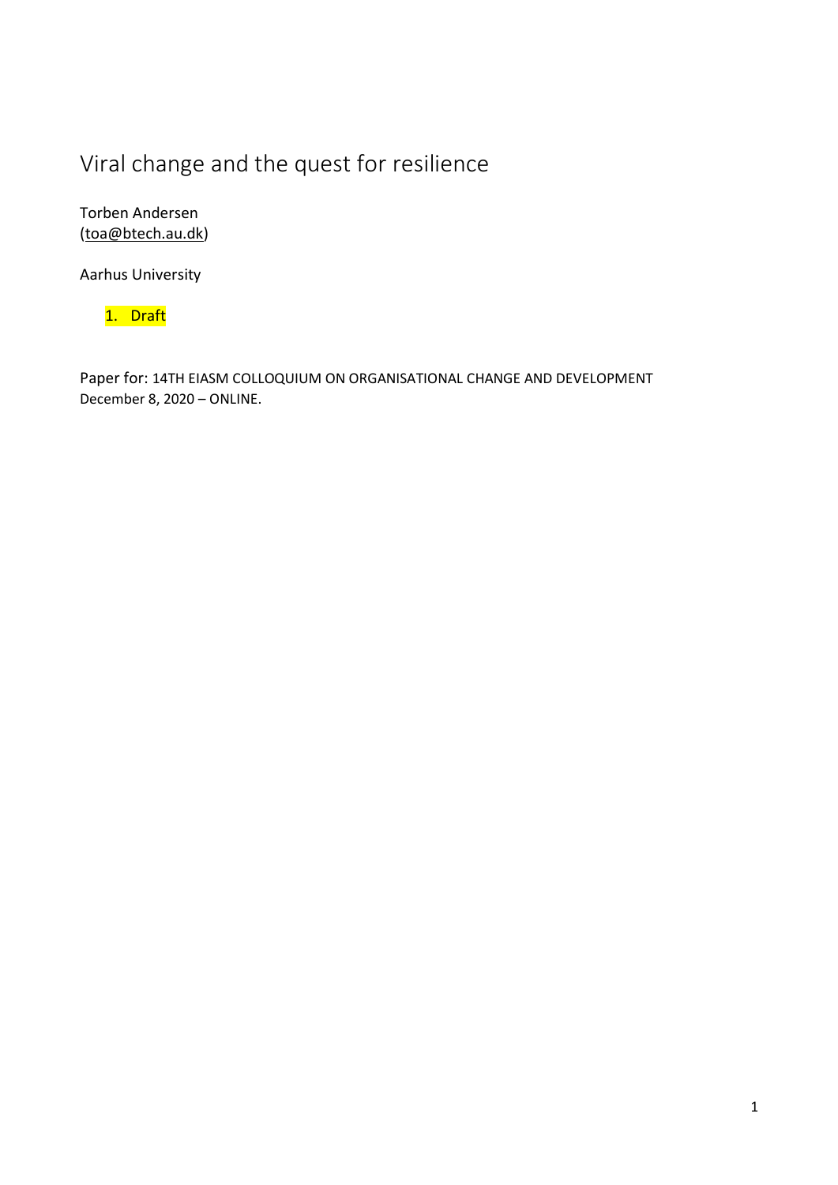# Viral change and the quest for resilience

Torben Andersen
(toa@btech.au.dk)

Aarhus University

1. Draft

Paper for: 14TH EIASM COLLOQUIUM ON ORGANISATIONAL CHANGE AND DEVELOPMENT
December 8, 2020 – ONLINE.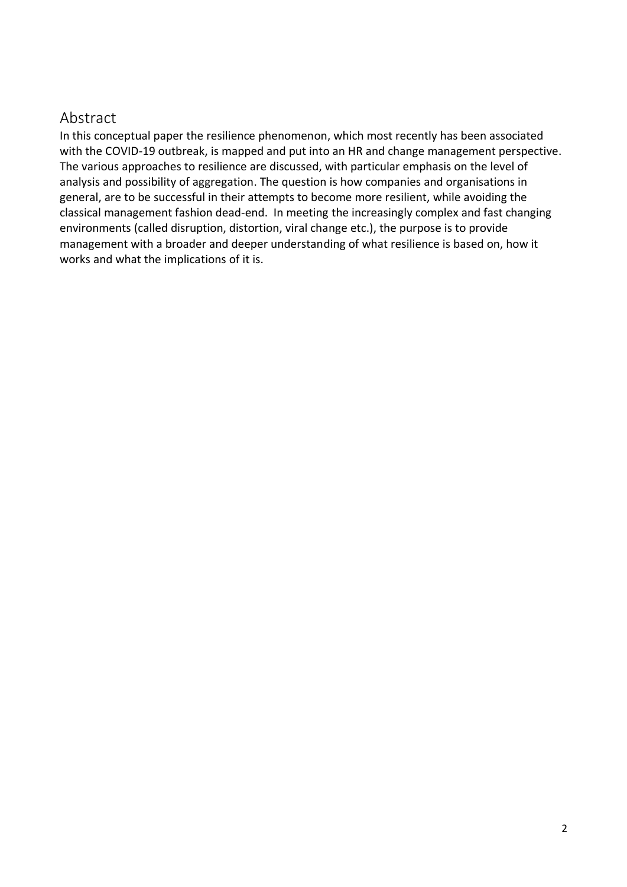## Abstract

In this conceptual paper the resilience phenomenon, which most recently has been associated with the COVID-19 outbreak, is mapped and put into an HR and change management perspective. The various approaches to resilience are discussed, with particular emphasis on the level of analysis and possibility of aggregation. The question is how companies and organisations in general, are to be successful in their attempts to become more resilient, while avoiding the classical management fashion dead-end. In meeting the increasingly complex and fast changing environments (called disruption, distortion, viral change etc.), the purpose is to provide management with a broader and deeper understanding of what resilience is based on, how it works and what the implications of it is.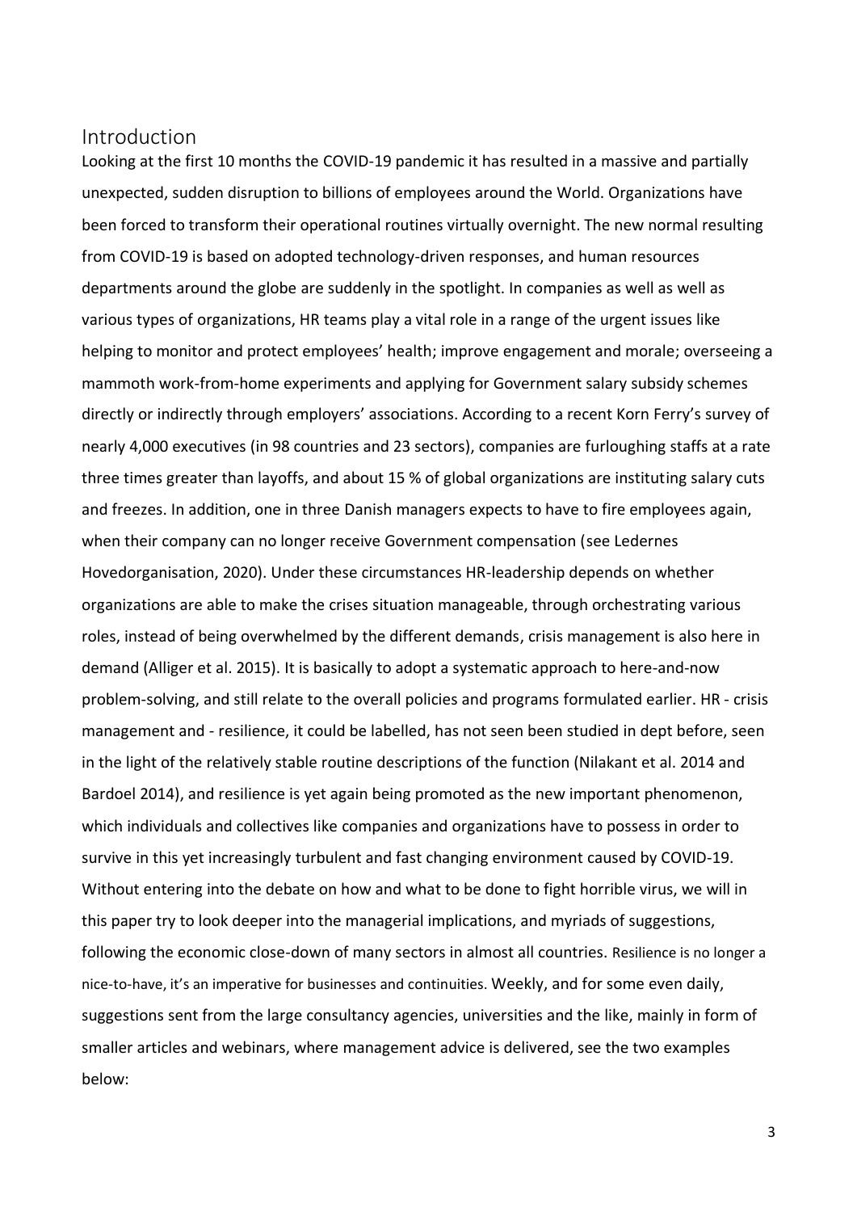## Introduction

Looking at the first 10 months the COVID-19 pandemic it has resulted in a massive and partially unexpected, sudden disruption to billions of employees around the World. Organizations have been forced to transform their operational routines virtually overnight. The new normal resulting from COVID-19 is based on adopted technology-driven responses, and human resources departments around the globe are suddenly in the spotlight. In companies as well as well as various types of organizations, HR teams play a vital role in a range of the urgent issues like helping to monitor and protect employees' health; improve engagement and morale; overseeing a mammoth work-from-home experiments and applying for Government salary subsidy schemes directly or indirectly through employers' associations. According to a recent Korn Ferry's survey of nearly 4,000 executives (in 98 countries and 23 sectors), companies are furloughing staffs at a rate three times greater than layoffs, and about 15 % of global organizations are instituting salary cuts and freezes. In addition, one in three Danish managers expects to have to fire employees again, when their company can no longer receive Government compensation (see Ledernes Hovedorganisation, 2020). Under these circumstances HR-leadership depends on whether organizations are able to make the crises situation manageable, through orchestrating various roles, instead of being overwhelmed by the different demands, crisis management is also here in demand (Alliger et al. 2015). It is basically to adopt a systematic approach to here-and-now problem-solving, and still relate to the overall policies and programs formulated earlier. HR - crisis management and - resilience, it could be labelled, has not seen been studied in dept before, seen in the light of the relatively stable routine descriptions of the function (Nilakant et al. 2014 and Bardoel 2014), and resilience is yet again being promoted as the new important phenomenon, which individuals and collectives like companies and organizations have to possess in order to survive in this yet increasingly turbulent and fast changing environment caused by COVID-19. Without entering into the debate on how and what to be done to fight horrible virus, we will in this paper try to look deeper into the managerial implications, and myriads of suggestions, following the economic close-down of many sectors in almost all countries. Resilience is no longer a nice-to-have, it's an imperative for businesses and continuities. Weekly, and for some even daily, suggestions sent from the large consultancy agencies, universities and the like, mainly in form of smaller articles and webinars, where management advice is delivered, see the two examples below: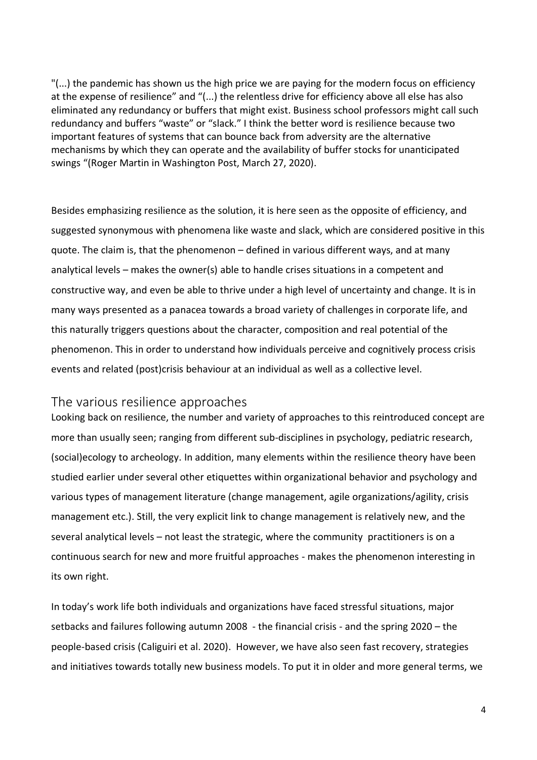"(...) the pandemic has shown us the high price we are paying for the modern focus on efficiency at the expense of resilience" and "(...) the relentless drive for efficiency above all else has also eliminated any redundancy or buffers that might exist. Business school professors might call such redundancy and buffers "waste" or "slack." I think the better word is resilience because two important features of systems that can bounce back from adversity are the alternative mechanisms by which they can operate and the availability of buffer stocks for unanticipated swings "(Roger Martin in Washington Post, March 27, 2020).

Besides emphasizing resilience as the solution, it is here seen as the opposite of efficiency, and suggested synonymous with phenomena like waste and slack, which are considered positive in this quote. The claim is, that the phenomenon – defined in various different ways, and at many analytical levels – makes the owner(s) able to handle crises situations in a competent and constructive way, and even be able to thrive under a high level of uncertainty and change. It is in many ways presented as a panacea towards a broad variety of challenges in corporate life, and this naturally triggers questions about the character, composition and real potential of the phenomenon. This in order to understand how individuals perceive and cognitively process crisis events and related (post)crisis behaviour at an individual as well as a collective level.

## The various resilience approaches

Looking back on resilience, the number and variety of approaches to this reintroduced concept are more than usually seen; ranging from different sub-disciplines in psychology, pediatric research, (social)ecology to archeology. In addition, many elements within the resilience theory have been studied earlier under several other etiquettes within organizational behavior and psychology and various types of management literature (change management, agile organizations/agility, crisis management etc.). Still, the very explicit link to change management is relatively new, and the several analytical levels – not least the strategic, where the community practitioners is on a continuous search for new and more fruitful approaches - makes the phenomenon interesting in its own right.

In today's work life both individuals and organizations have faced stressful situations, major setbacks and failures following autumn 2008 - the financial crisis - and the spring 2020 – the people-based crisis (Caliguiri et al. 2020). However, we have also seen fast recovery, strategies and initiatives towards totally new business models. To put it in older and more general terms, we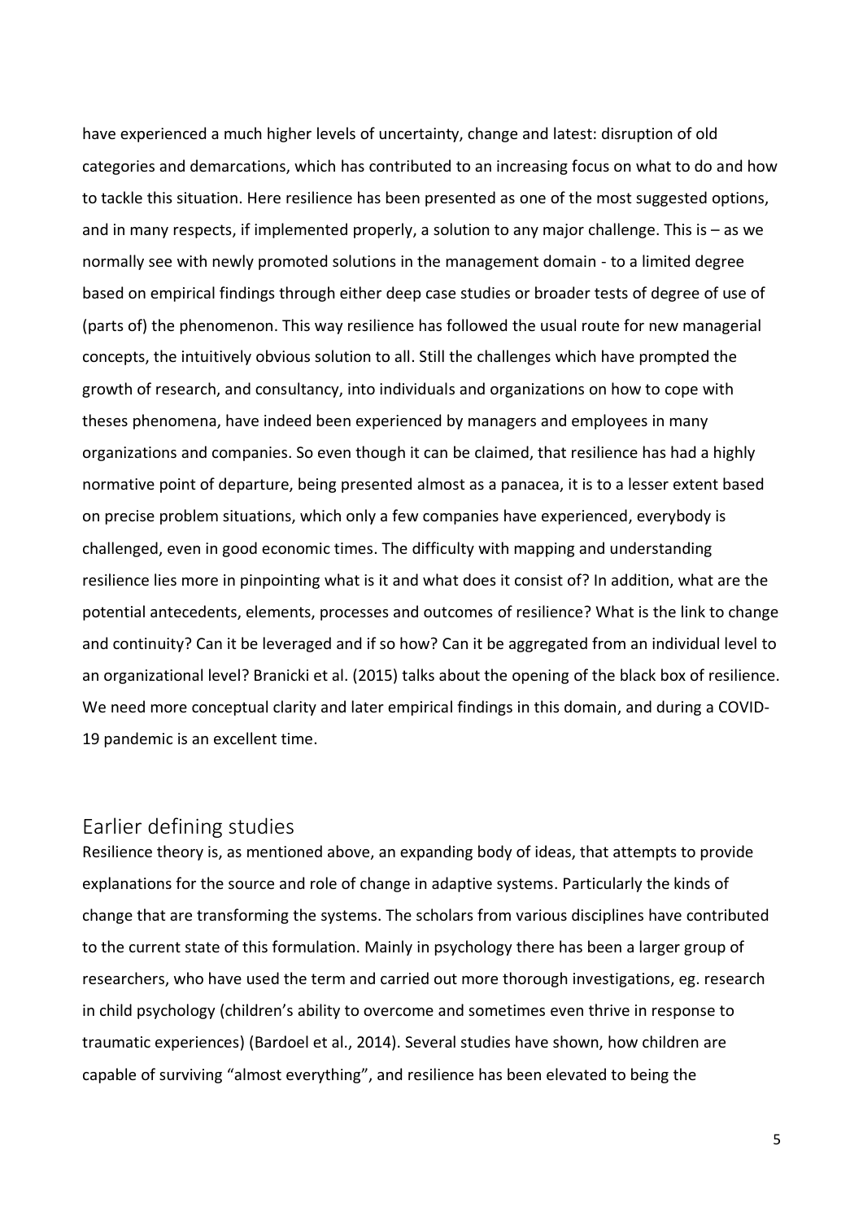have experienced a much higher levels of uncertainty, change and latest: disruption of old categories and demarcations, which has contributed to an increasing focus on what to do and how to tackle this situation. Here resilience has been presented as one of the most suggested options, and in many respects, if implemented properly, a solution to any major challenge. This is – as we normally see with newly promoted solutions in the management domain - to a limited degree based on empirical findings through either deep case studies or broader tests of degree of use of (parts of) the phenomenon. This way resilience has followed the usual route for new managerial concepts, the intuitively obvious solution to all. Still the challenges which have prompted the growth of research, and consultancy, into individuals and organizations on how to cope with theses phenomena, have indeed been experienced by managers and employees in many organizations and companies. So even though it can be claimed, that resilience has had a highly normative point of departure, being presented almost as a panacea, it is to a lesser extent based on precise problem situations, which only a few companies have experienced, everybody is challenged, even in good economic times. The difficulty with mapping and understanding resilience lies more in pinpointing what is it and what does it consist of? In addition, what are the potential antecedents, elements, processes and outcomes of resilience? What is the link to change and continuity? Can it be leveraged and if so how? Can it be aggregated from an individual level to an organizational level? Branicki et al. (2015) talks about the opening of the black box of resilience. We need more conceptual clarity and later empirical findings in this domain, and during a COVID-19 pandemic is an excellent time.

## Earlier defining studies

Resilience theory is, as mentioned above, an expanding body of ideas, that attempts to provide explanations for the source and role of change in adaptive systems. Particularly the kinds of change that are transforming the systems. The scholars from various disciplines have contributed to the current state of this formulation. Mainly in psychology there has been a larger group of researchers, who have used the term and carried out more thorough investigations, eg. research in child psychology (children's ability to overcome and sometimes even thrive in response to traumatic experiences) (Bardoel et al., 2014). Several studies have shown, how children are capable of surviving "almost everything", and resilience has been elevated to being the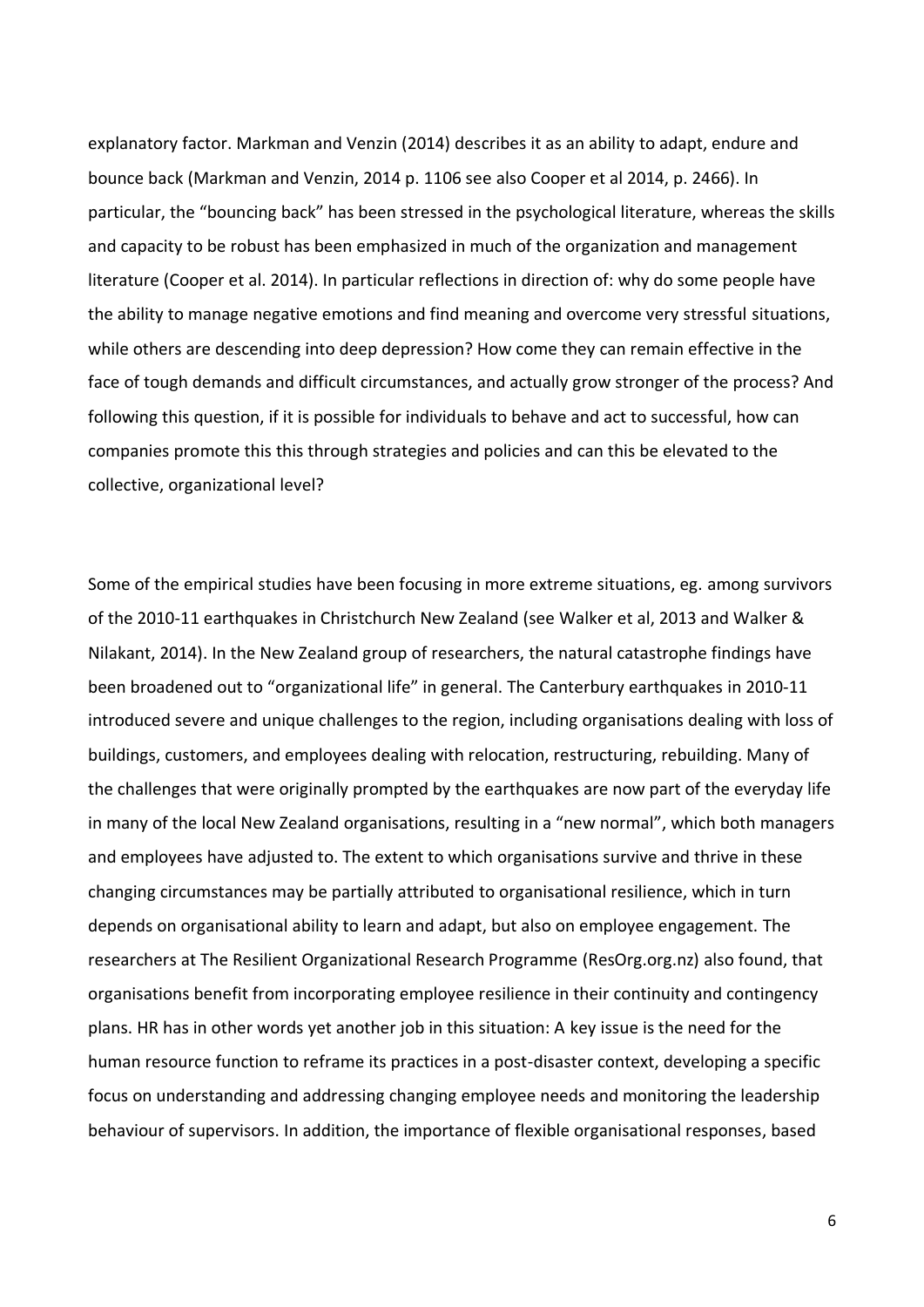explanatory factor. Markman and Venzin (2014) describes it as an ability to adapt, endure and bounce back (Markman and Venzin, 2014 p. 1106 see also Cooper et al 2014, p. 2466). In particular, the "bouncing back" has been stressed in the psychological literature, whereas the skills and capacity to be robust has been emphasized in much of the organization and management literature (Cooper et al. 2014). In particular reflections in direction of: why do some people have the ability to manage negative emotions and find meaning and overcome very stressful situations, while others are descending into deep depression? How come they can remain effective in the face of tough demands and difficult circumstances, and actually grow stronger of the process? And following this question, if it is possible for individuals to behave and act to successful, how can companies promote this this through strategies and policies and can this be elevated to the collective, organizational level?

Some of the empirical studies have been focusing in more extreme situations, eg. among survivors of the 2010-11 earthquakes in Christchurch New Zealand (see Walker et al, 2013 and Walker & Nilakant, 2014). In the New Zealand group of researchers, the natural catastrophe findings have been broadened out to "organizational life" in general. The Canterbury earthquakes in 2010-11 introduced severe and unique challenges to the region, including organisations dealing with loss of buildings, customers, and employees dealing with relocation, restructuring, rebuilding. Many of the challenges that were originally prompted by the earthquakes are now part of the everyday life in many of the local New Zealand organisations, resulting in a "new normal", which both managers and employees have adjusted to. The extent to which organisations survive and thrive in these changing circumstances may be partially attributed to organisational resilience, which in turn depends on organisational ability to learn and adapt, but also on employee engagement. The researchers at The Resilient Organizational Research Programme (ResOrg.org.nz) also found, that organisations benefit from incorporating employee resilience in their continuity and contingency plans. HR has in other words yet another job in this situation: A key issue is the need for the human resource function to reframe its practices in a post-disaster context, developing a specific focus on understanding and addressing changing employee needs and monitoring the leadership behaviour of supervisors. In addition, the importance of flexible organisational responses, based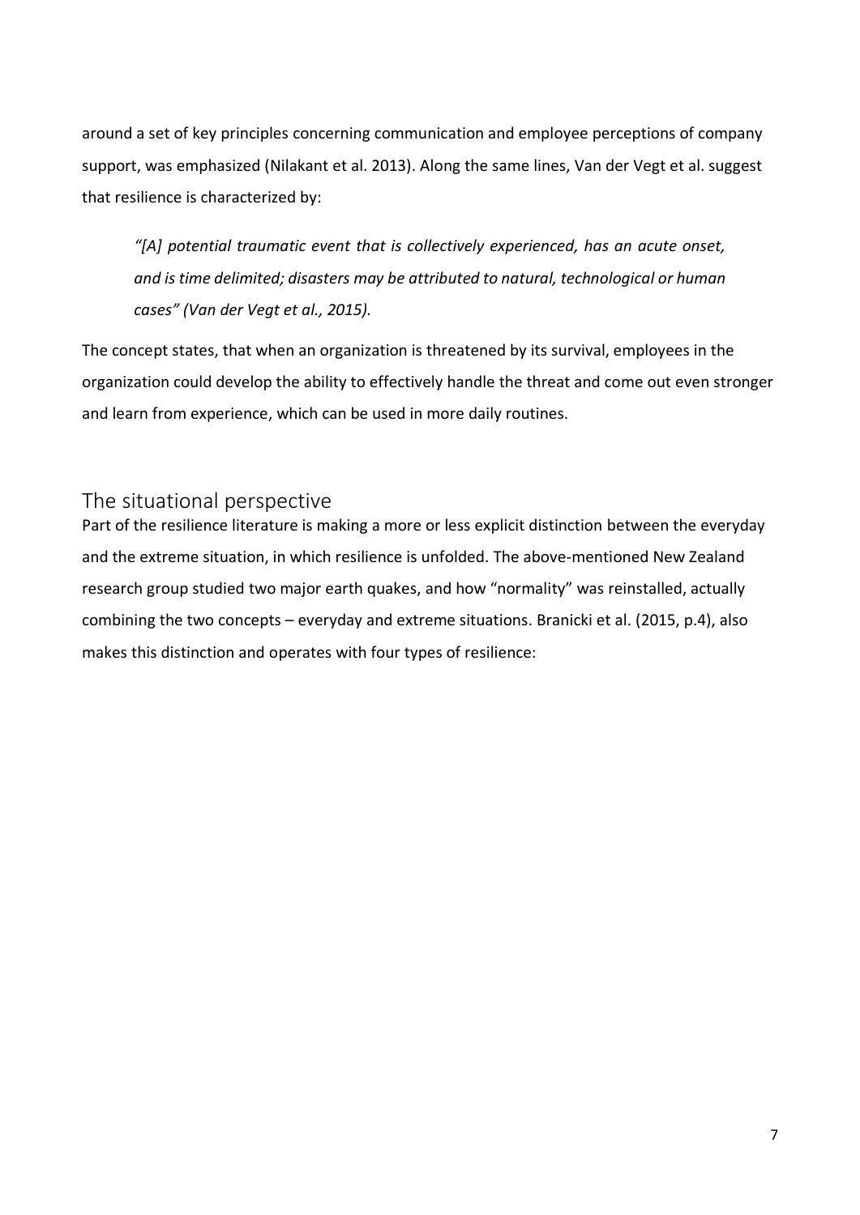around a set of key principles concerning communication and employee perceptions of company support, was emphasized (Nilakant et al. 2013). Along the same lines, Van der Vegt et al. suggest that resilience is characterized by:

> *"[A] potential traumatic event that is collectively experienced, has an acute onset, and is time delimited; disasters may be attributed to natural, technological or human cases" (Van der Vegt et al., 2015).*

The concept states, that when an organization is threatened by its survival, employees in the organization could develop the ability to effectively handle the threat and come out even stronger and learn from experience, which can be used in more daily routines.

## The situational perspective

Part of the resilience literature is making a more or less explicit distinction between the everyday and the extreme situation, in which resilience is unfolded. The above-mentioned New Zealand research group studied two major earth quakes, and how "normality" was reinstalled, actually combining the two concepts – everyday and extreme situations. Branicki et al. (2015, p.4), also makes this distinction and operates with four types of resilience: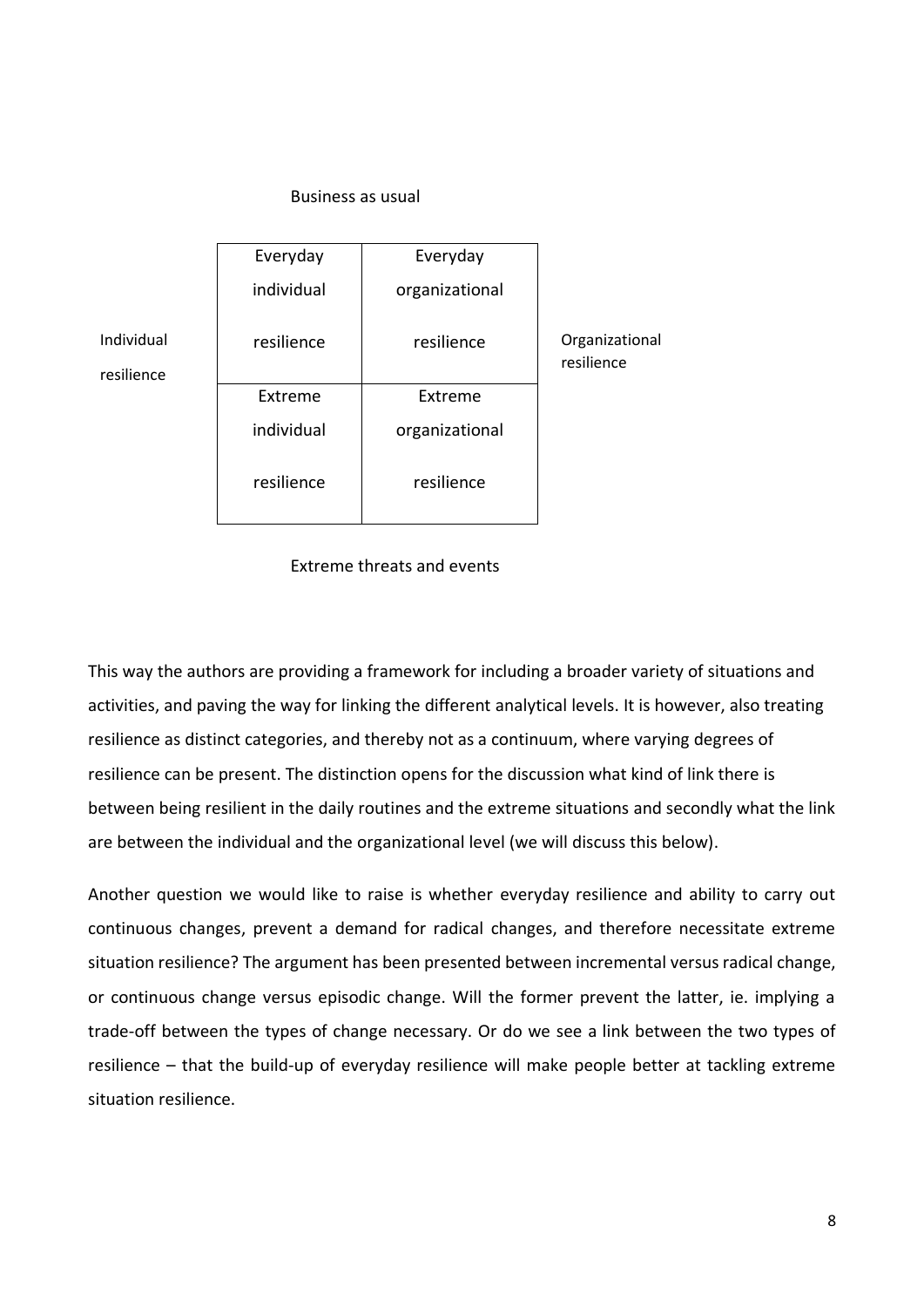Business as usual

| Individual resilience | Everyday individual resilience | Everyday organizational resilience | Organizational resilience |
|---|---|---|---|
| | Extreme individual resilience | Extreme organizational resilience | |

Extreme threats and events

This way the authors are providing a framework for including a broader variety of situations and activities, and paving the way for linking the different analytical levels. It is however, also treating resilience as distinct categories, and thereby not as a continuum, where varying degrees of resilience can be present. The distinction opens for the discussion what kind of link there is between being resilient in the daily routines and the extreme situations and secondly what the link are between the individual and the organizational level (we will discuss this below).

Another question we would like to raise is whether everyday resilience and ability to carry out continuous changes, prevent a demand for radical changes, and therefore necessitate extreme situation resilience? The argument has been presented between incremental versus radical change, or continuous change versus episodic change. Will the former prevent the latter, ie. implying a trade-off between the types of change necessary. Or do we see a link between the two types of resilience – that the build-up of everyday resilience will make people better at tackling extreme situation resilience.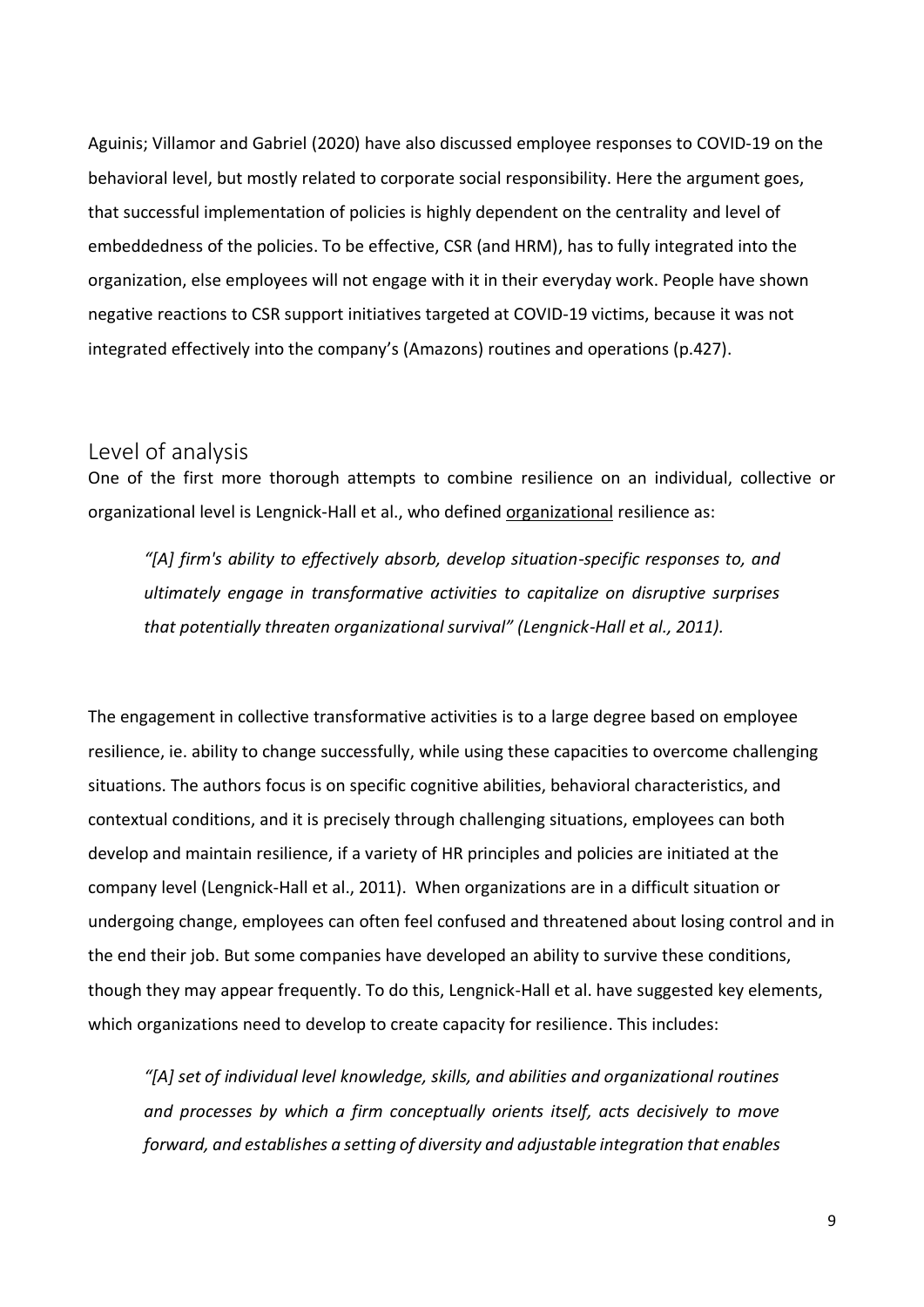Aguinis; Villamor and Gabriel (2020) have also discussed employee responses to COVID-19 on the behavioral level, but mostly related to corporate social responsibility. Here the argument goes, that successful implementation of policies is highly dependent on the centrality and level of embeddedness of the policies. To be effective, CSR (and HRM), has to fully integrated into the organization, else employees will not engage with it in their everyday work. People have shown negative reactions to CSR support initiatives targeted at COVID-19 victims, because it was not integrated effectively into the company's (Amazons) routines and operations (p.427).

## Level of analysis

One of the first more thorough attempts to combine resilience on an individual, collective or organizational level is Lengnick-Hall et al., who defined organizational resilience as:

> *"[A] firm's ability to effectively absorb, develop situation-specific responses to, and ultimately engage in transformative activities to capitalize on disruptive surprises that potentially threaten organizational survival" (Lengnick-Hall et al., 2011).*

The engagement in collective transformative activities is to a large degree based on employee resilience, ie. ability to change successfully, while using these capacities to overcome challenging situations. The authors focus is on specific cognitive abilities, behavioral characteristics, and contextual conditions, and it is precisely through challenging situations, employees can both develop and maintain resilience, if a variety of HR principles and policies are initiated at the company level (Lengnick-Hall et al., 2011). When organizations are in a difficult situation or undergoing change, employees can often feel confused and threatened about losing control and in the end their job. But some companies have developed an ability to survive these conditions, though they may appear frequently. To do this, Lengnick-Hall et al. have suggested key elements, which organizations need to develop to create capacity for resilience. This includes:

> *"[A] set of individual level knowledge, skills, and abilities and organizational routines and processes by which a firm conceptually orients itself, acts decisively to move forward, and establishes a setting of diversity and adjustable integration that enables*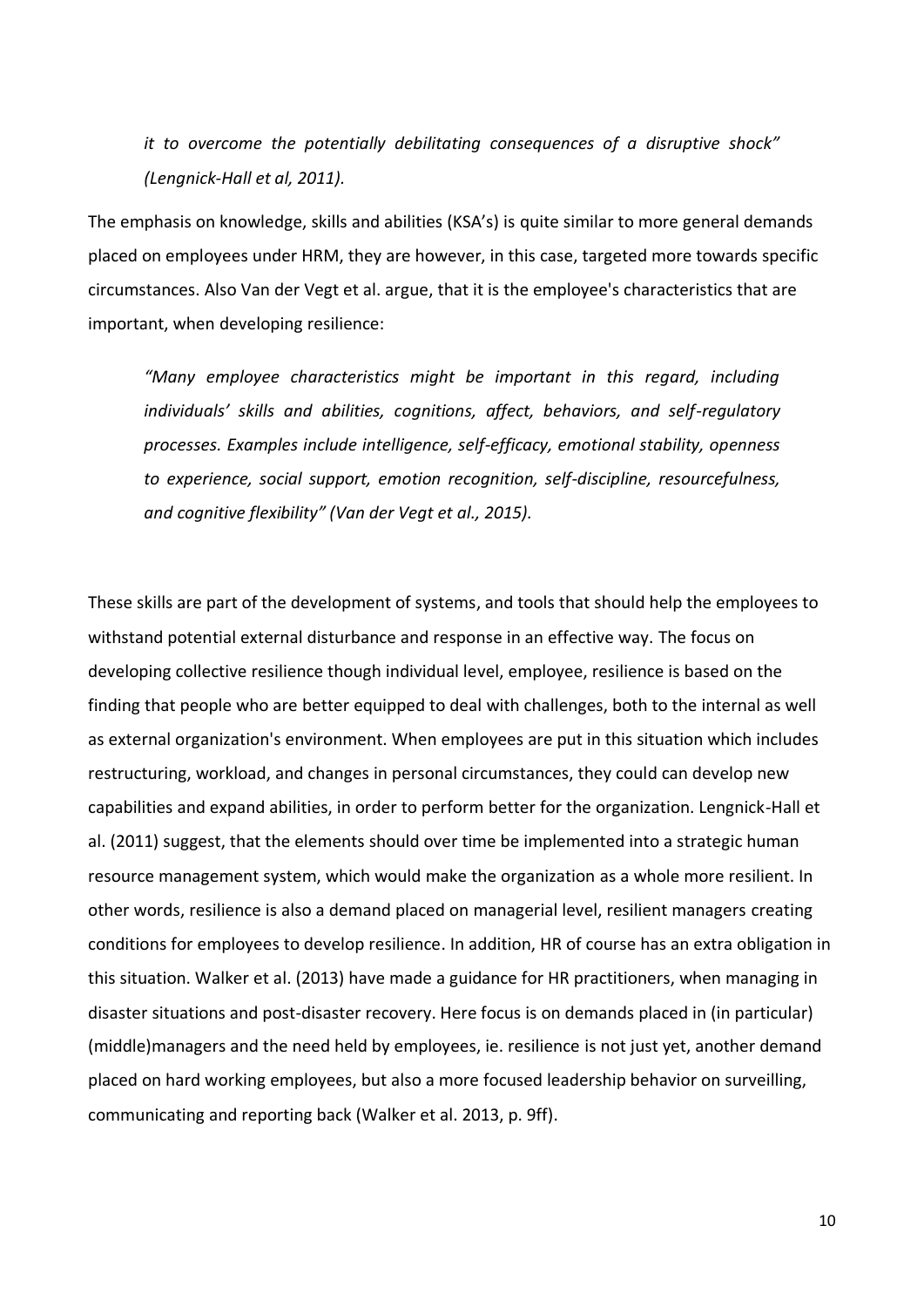*it to overcome the potentially debilitating consequences of a disruptive shock" (Lengnick-Hall et al, 2011).*

The emphasis on knowledge, skills and abilities (KSA's) is quite similar to more general demands placed on employees under HRM, they are however, in this case, targeted more towards specific circumstances. Also Van der Vegt et al. argue, that it is the employee's characteristics that are important, when developing resilience:

> *"Many employee characteristics might be important in this regard, including individuals' skills and abilities, cognitions, affect, behaviors, and self-regulatory processes. Examples include intelligence, self-efficacy, emotional stability, openness to experience, social support, emotion recognition, self-discipline, resourcefulness, and cognitive flexibility" (Van der Vegt et al., 2015).*

These skills are part of the development of systems, and tools that should help the employees to withstand potential external disturbance and response in an effective way. The focus on developing collective resilience though individual level, employee, resilience is based on the finding that people who are better equipped to deal with challenges, both to the internal as well as external organization's environment. When employees are put in this situation which includes restructuring, workload, and changes in personal circumstances, they could can develop new capabilities and expand abilities, in order to perform better for the organization. Lengnick-Hall et al. (2011) suggest, that the elements should over time be implemented into a strategic human resource management system, which would make the organization as a whole more resilient. In other words, resilience is also a demand placed on managerial level, resilient managers creating conditions for employees to develop resilience. In addition, HR of course has an extra obligation in this situation. Walker et al. (2013) have made a guidance for HR practitioners, when managing in disaster situations and post-disaster recovery. Here focus is on demands placed in (in particular) (middle)managers and the need held by employees, ie. resilience is not just yet, another demand placed on hard working employees, but also a more focused leadership behavior on surveilling, communicating and reporting back (Walker et al. 2013, p. 9ff).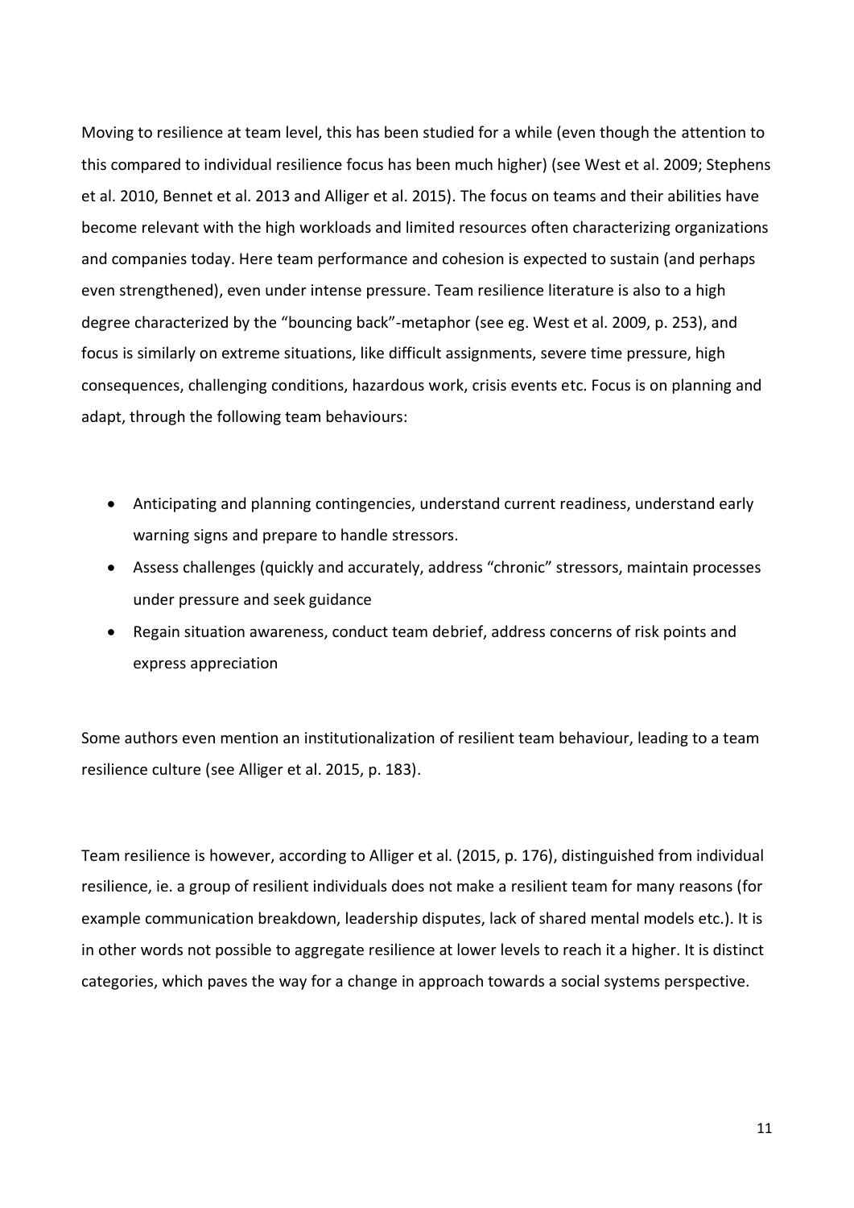Moving to resilience at team level, this has been studied for a while (even though the attention to this compared to individual resilience focus has been much higher) (see West et al. 2009; Stephens et al. 2010, Bennet et al. 2013 and Alliger et al. 2015). The focus on teams and their abilities have become relevant with the high workloads and limited resources often characterizing organizations and companies today. Here team performance and cohesion is expected to sustain (and perhaps even strengthened), even under intense pressure. Team resilience literature is also to a high degree characterized by the "bouncing back"-metaphor (see eg. West et al. 2009, p. 253), and focus is similarly on extreme situations, like difficult assignments, severe time pressure, high consequences, challenging conditions, hazardous work, crisis events etc. Focus is on planning and adapt, through the following team behaviours:

- Anticipating and planning contingencies, understand current readiness, understand early warning signs and prepare to handle stressors.
- Assess challenges (quickly and accurately, address "chronic" stressors, maintain processes under pressure and seek guidance
- Regain situation awareness, conduct team debrief, address concerns of risk points and express appreciation

Some authors even mention an institutionalization of resilient team behaviour, leading to a team resilience culture (see Alliger et al. 2015, p. 183).

Team resilience is however, according to Alliger et al. (2015, p. 176), distinguished from individual resilience, ie. a group of resilient individuals does not make a resilient team for many reasons (for example communication breakdown, leadership disputes, lack of shared mental models etc.). It is in other words not possible to aggregate resilience at lower levels to reach it a higher. It is distinct categories, which paves the way for a change in approach towards a social systems perspective.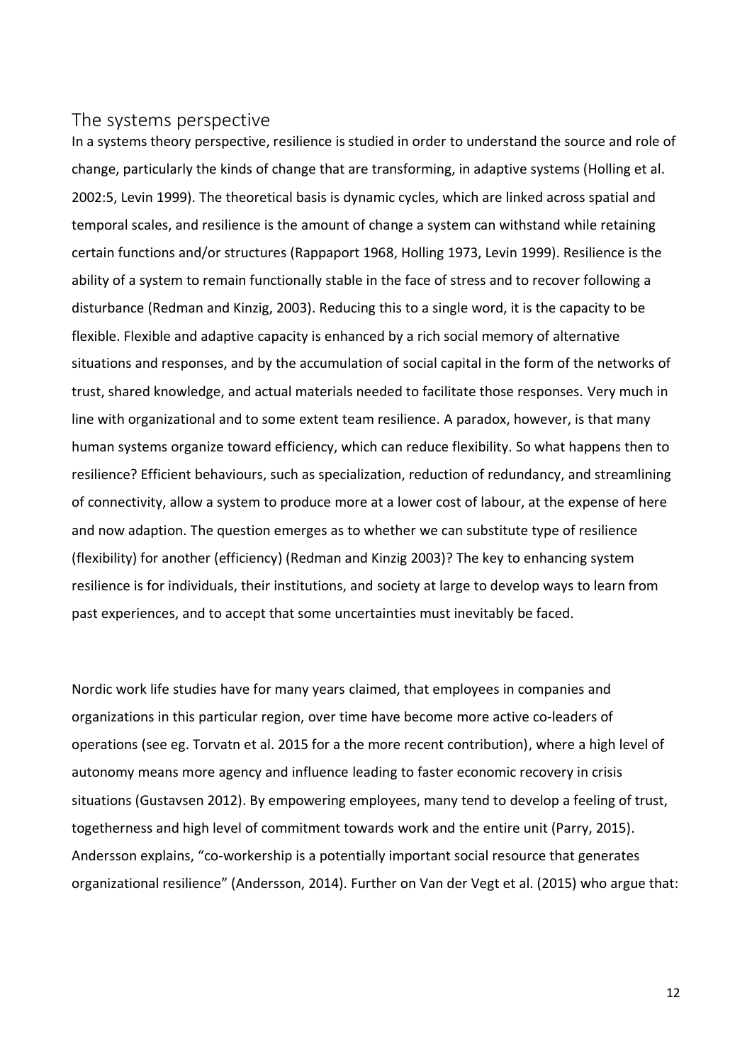## The systems perspective

In a systems theory perspective, resilience is studied in order to understand the source and role of change, particularly the kinds of change that are transforming, in adaptive systems (Holling et al. 2002:5, Levin 1999). The theoretical basis is dynamic cycles, which are linked across spatial and temporal scales, and resilience is the amount of change a system can withstand while retaining certain functions and/or structures (Rappaport 1968, Holling 1973, Levin 1999). Resilience is the ability of a system to remain functionally stable in the face of stress and to recover following a disturbance (Redman and Kinzig, 2003). Reducing this to a single word, it is the capacity to be flexible. Flexible and adaptive capacity is enhanced by a rich social memory of alternative situations and responses, and by the accumulation of social capital in the form of the networks of trust, shared knowledge, and actual materials needed to facilitate those responses. Very much in line with organizational and to some extent team resilience. A paradox, however, is that many human systems organize toward efficiency, which can reduce flexibility. So what happens then to resilience? Efficient behaviours, such as specialization, reduction of redundancy, and streamlining of connectivity, allow a system to produce more at a lower cost of labour, at the expense of here and now adaption. The question emerges as to whether we can substitute type of resilience (flexibility) for another (efficiency) (Redman and Kinzig 2003)? The key to enhancing system resilience is for individuals, their institutions, and society at large to develop ways to learn from past experiences, and to accept that some uncertainties must inevitably be faced.

Nordic work life studies have for many years claimed, that employees in companies and organizations in this particular region, over time have become more active co-leaders of operations (see eg. Torvatn et al. 2015 for a the more recent contribution), where a high level of autonomy means more agency and influence leading to faster economic recovery in crisis situations (Gustavsen 2012). By empowering employees, many tend to develop a feeling of trust, togetherness and high level of commitment towards work and the entire unit (Parry, 2015). Andersson explains, "co-workership is a potentially important social resource that generates organizational resilience" (Andersson, 2014). Further on Van der Vegt et al. (2015) who argue that: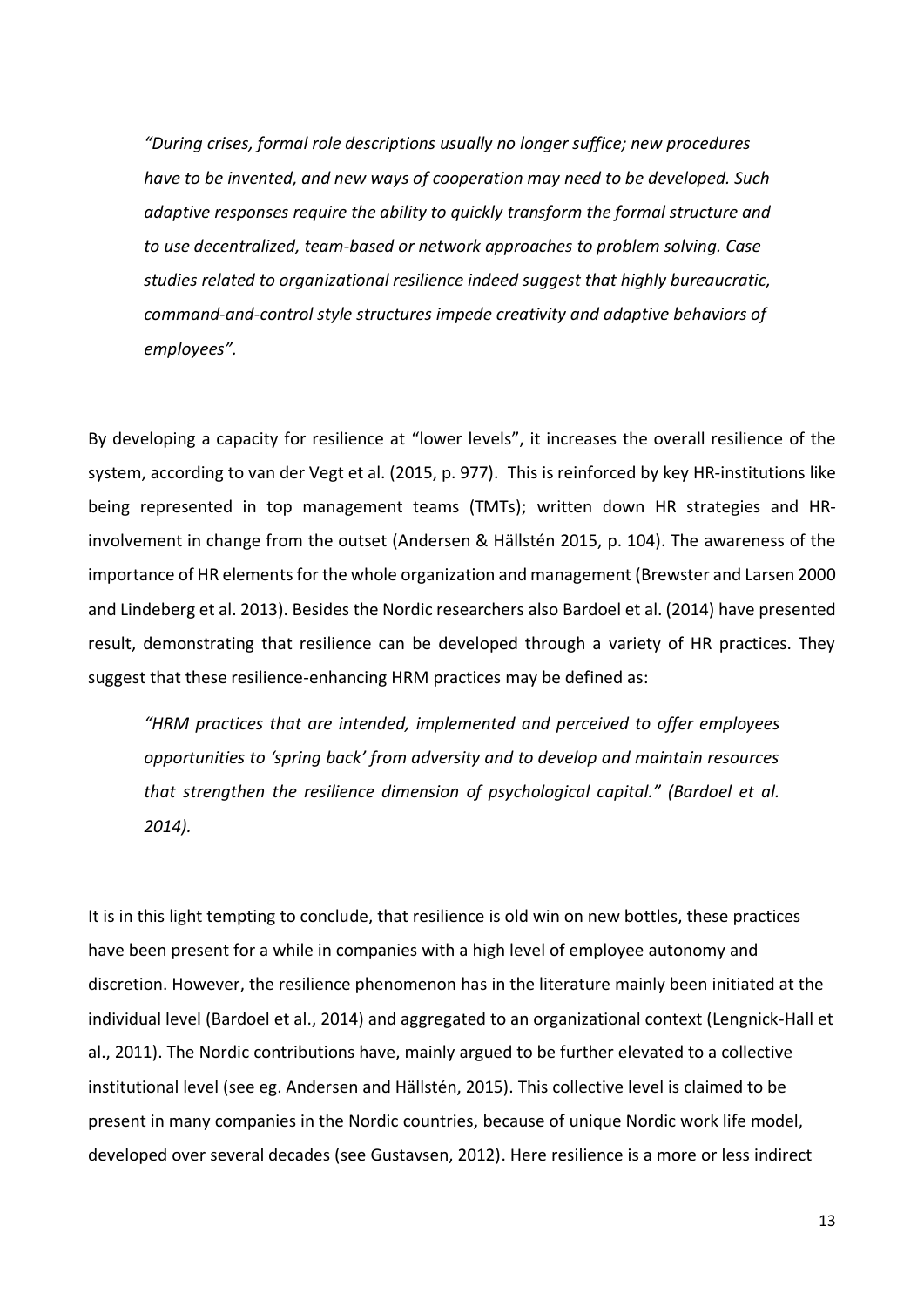> *"During crises, formal role descriptions usually no longer suffice; new procedures have to be invented, and new ways of cooperation may need to be developed. Such adaptive responses require the ability to quickly transform the formal structure and to use decentralized, team-based or network approaches to problem solving. Case studies related to organizational resilience indeed suggest that highly bureaucratic, command-and-control style structures impede creativity and adaptive behaviors of employees".*

By developing a capacity for resilience at "lower levels", it increases the overall resilience of the system, according to van der Vegt et al. (2015, p. 977). This is reinforced by key HR-institutions like being represented in top management teams (TMTs); written down HR strategies and HR-involvement in change from the outset (Andersen & Hällstén 2015, p. 104). The awareness of the importance of HR elements for the whole organization and management (Brewster and Larsen 2000 and Lindeberg et al. 2013). Besides the Nordic researchers also Bardoel et al. (2014) have presented result, demonstrating that resilience can be developed through a variety of HR practices. They suggest that these resilience-enhancing HRM practices may be defined as:

> *"HRM practices that are intended, implemented and perceived to offer employees opportunities to 'spring back' from adversity and to develop and maintain resources that strengthen the resilience dimension of psychological capital." (Bardoel et al. 2014).*

It is in this light tempting to conclude, that resilience is old win on new bottles, these practices have been present for a while in companies with a high level of employee autonomy and discretion. However, the resilience phenomenon has in the literature mainly been initiated at the individual level (Bardoel et al., 2014) and aggregated to an organizational context (Lengnick-Hall et al., 2011). The Nordic contributions have, mainly argued to be further elevated to a collective institutional level (see eg. Andersen and Hällstén, 2015). This collective level is claimed to be present in many companies in the Nordic countries, because of unique Nordic work life model, developed over several decades (see Gustavsen, 2012). Here resilience is a more or less indirect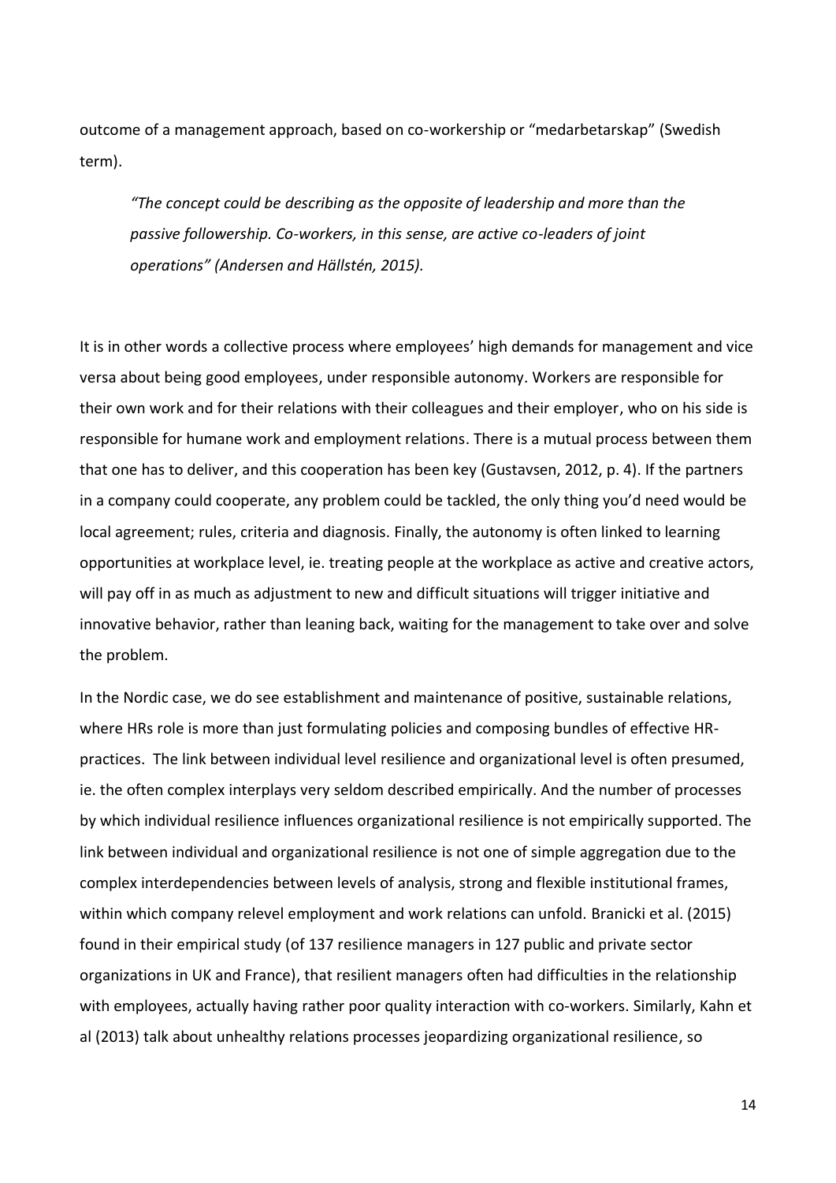outcome of a management approach, based on co-workership or "medarbetarskap" (Swedish term).

> *"The concept could be describing as the opposite of leadership and more than the passive followership. Co-workers, in this sense, are active co-leaders of joint operations" (Andersen and Hällstén, 2015).*

It is in other words a collective process where employees' high demands for management and vice versa about being good employees, under responsible autonomy. Workers are responsible for their own work and for their relations with their colleagues and their employer, who on his side is responsible for humane work and employment relations. There is a mutual process between them that one has to deliver, and this cooperation has been key (Gustavsen, 2012, p. 4). If the partners in a company could cooperate, any problem could be tackled, the only thing you'd need would be local agreement; rules, criteria and diagnosis. Finally, the autonomy is often linked to learning opportunities at workplace level, ie. treating people at the workplace as active and creative actors, will pay off in as much as adjustment to new and difficult situations will trigger initiative and innovative behavior, rather than leaning back, waiting for the management to take over and solve the problem.

In the Nordic case, we do see establishment and maintenance of positive, sustainable relations, where HRs role is more than just formulating policies and composing bundles of effective HR-practices. The link between individual level resilience and organizational level is often presumed, ie. the often complex interplays very seldom described empirically. And the number of processes by which individual resilience influences organizational resilience is not empirically supported. The link between individual and organizational resilience is not one of simple aggregation due to the complex interdependencies between levels of analysis, strong and flexible institutional frames, within which company relevel employment and work relations can unfold. Branicki et al. (2015) found in their empirical study (of 137 resilience managers in 127 public and private sector organizations in UK and France), that resilient managers often had difficulties in the relationship with employees, actually having rather poor quality interaction with co-workers. Similarly, Kahn et al (2013) talk about unhealthy relations processes jeopardizing organizational resilience, so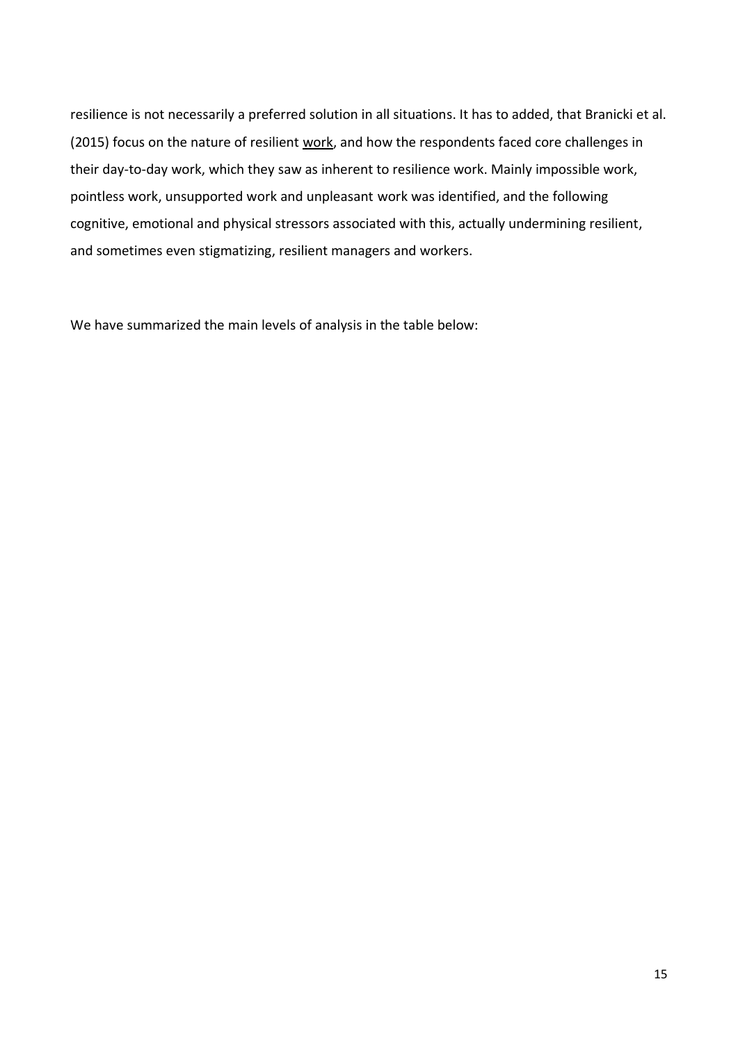resilience is not necessarily a preferred solution in all situations. It has to added, that Branicki et al. (2015) focus on the nature of resilient <u>work</u>, and how the respondents faced core challenges in their day-to-day work, which they saw as inherent to resilience work. Mainly impossible work, pointless work, unsupported work and unpleasant work was identified, and the following cognitive, emotional and physical stressors associated with this, actually undermining resilient, and sometimes even stigmatizing, resilient managers and workers.

We have summarized the main levels of analysis in the table below: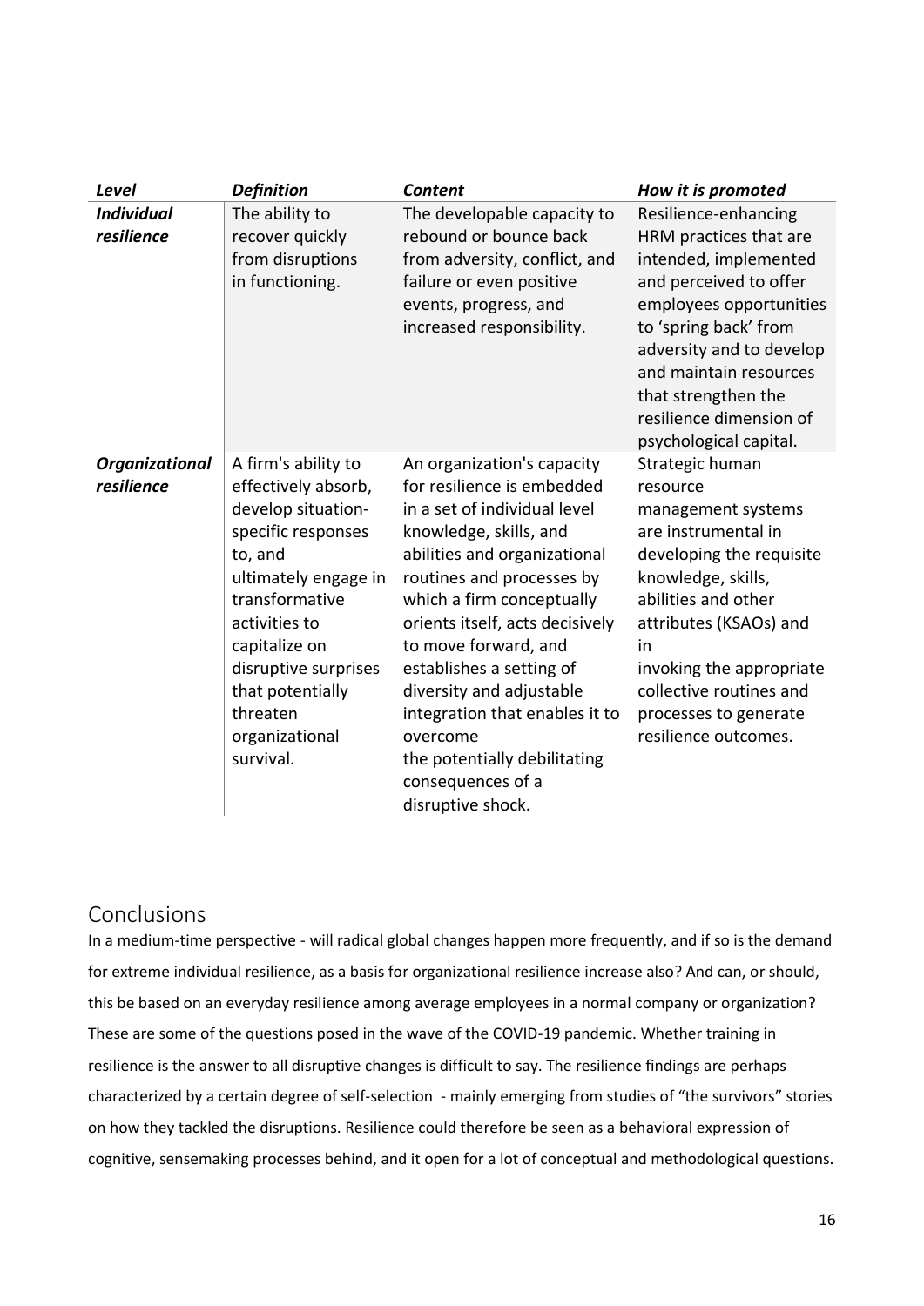| *Level* | *Definition* | *Content* | *How it is promoted* |
|---|---|---|---|
| ***Individual resilience*** | The ability to recover quickly from disruptions in functioning. | The developable capacity to rebound or bounce back from adversity, conflict, and failure or even positive events, progress, and increased responsibility. | Resilience-enhancing HRM practices that are intended, implemented and perceived to offer employees opportunities to 'spring back' from adversity and to develop and maintain resources that strengthen the resilience dimension of psychological capital. |
| ***Organizational resilience*** | A firm's ability to effectively absorb, develop situation-specific responses to, and ultimately engage in transformative activities to capitalize on disruptive surprises that potentially threaten organizational survival. | An organization's capacity for resilience is embedded in a set of individual level knowledge, skills, and abilities and organizational routines and processes by which a firm conceptually orients itself, acts decisively to move forward, and establishes a setting of diversity and adjustable integration that enables it to overcome the potentially debilitating consequences of a disruptive shock. | Strategic human resource management systems are instrumental in developing the requisite knowledge, skills, abilities and other attributes (KSAOs) and in invoking the appropriate collective routines and processes to generate resilience outcomes. |

## Conclusions

In a medium-time perspective - will radical global changes happen more frequently, and if so is the demand for extreme individual resilience, as a basis for organizational resilience increase also? And can, or should, this be based on an everyday resilience among average employees in a normal company or organization? These are some of the questions posed in the wave of the COVID-19 pandemic. Whether training in resilience is the answer to all disruptive changes is difficult to say. The resilience findings are perhaps characterized by a certain degree of self-selection - mainly emerging from studies of "the survivors" stories on how they tackled the disruptions. Resilience could therefore be seen as a behavioral expression of cognitive, sensemaking processes behind, and it open for a lot of conceptual and methodological questions.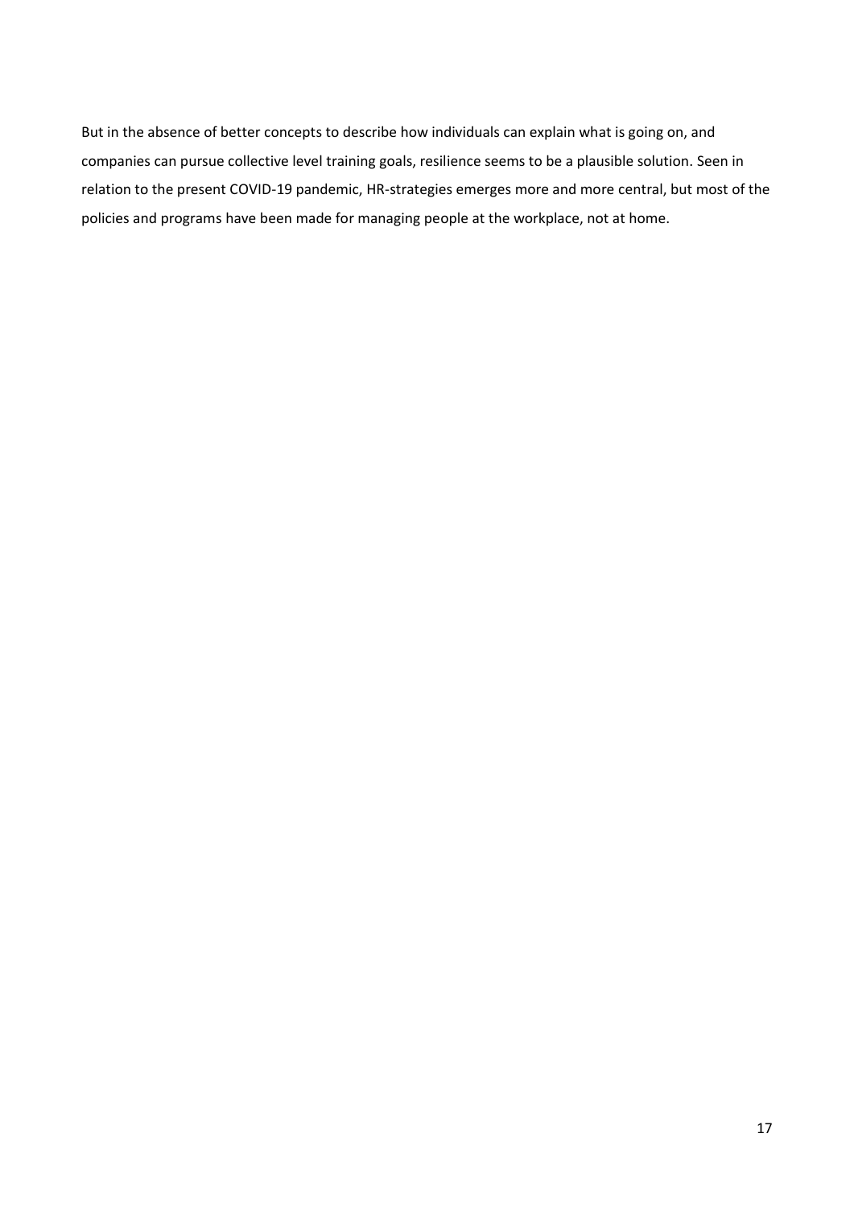But in the absence of better concepts to describe how individuals can explain what is going on, and companies can pursue collective level training goals, resilience seems to be a plausible solution. Seen in relation to the present COVID-19 pandemic, HR-strategies emerges more and more central, but most of the policies and programs have been made for managing people at the workplace, not at home.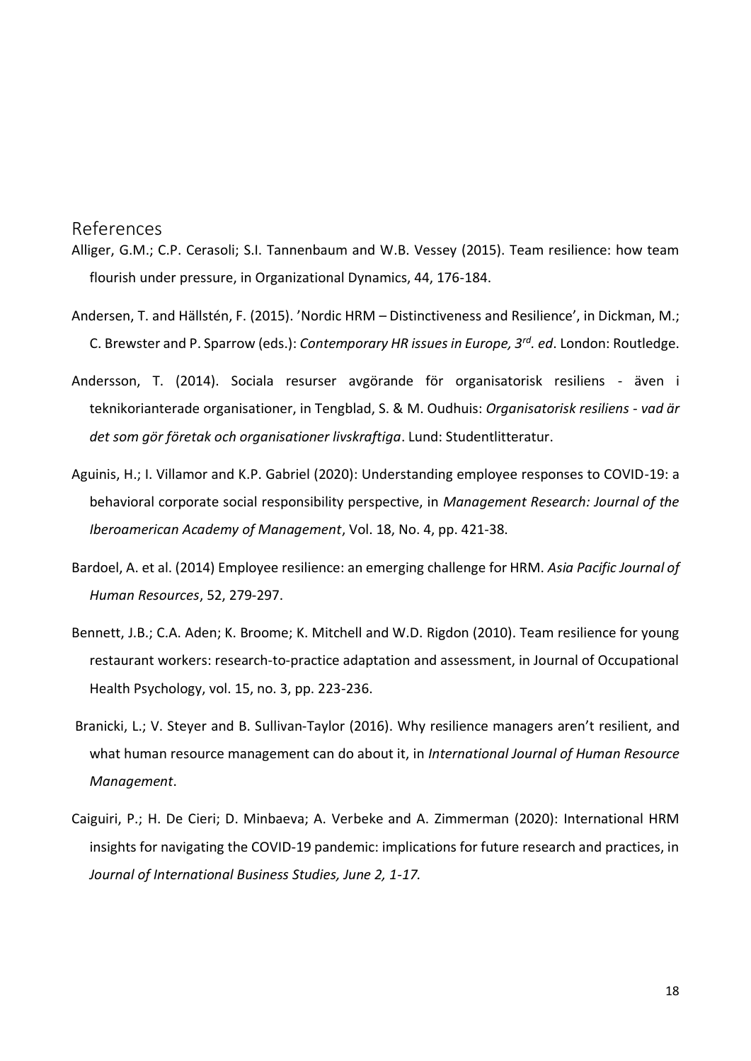## References

Alliger, G.M.; C.P. Cerasoli; S.I. Tannenbaum and W.B. Vessey (2015). Team resilience: how team flourish under pressure, in Organizational Dynamics, 44, 176-184.

Andersen, T. and Hällstén, F. (2015). 'Nordic HRM – Distinctiveness and Resilience', in Dickman, M.; C. Brewster and P. Sparrow (eds.): *Contemporary HR issues in Europe, 3rd. ed*. London: Routledge.

Andersson, T. (2014). Sociala resurser avgörande för organisatorisk resiliens - även i teknikorianterade organisationer, in Tengblad, S. & M. Oudhuis: *Organisatorisk resiliens - vad är det som gör företak och organisationer livskraftiga*. Lund: Studentlitteratur.

Aguinis, H.; I. Villamor and K.P. Gabriel (2020): Understanding employee responses to COVID-19: a behavioral corporate social responsibility perspective, in *Management Research: Journal of the Iberoamerican Academy of Management*, Vol. 18, No. 4, pp. 421-38.

Bardoel, A. et al. (2014) Employee resilience: an emerging challenge for HRM. *Asia Pacific Journal of Human Resources*, 52, 279-297.

Bennett, J.B.; C.A. Aden; K. Broome; K. Mitchell and W.D. Rigdon (2010). Team resilience for young restaurant workers: research-to-practice adaptation and assessment, in Journal of Occupational Health Psychology, vol. 15, no. 3, pp. 223-236.

Branicki, L.; V. Steyer and B. Sullivan-Taylor (2016). Why resilience managers aren't resilient, and what human resource management can do about it, in *International Journal of Human Resource Management*.

Caiguiri, P.; H. De Cieri; D. Minbaeva; A. Verbeke and A. Zimmerman (2020): International HRM insights for navigating the COVID-19 pandemic: implications for future research and practices, in *Journal of International Business Studies, June 2, 1-17.*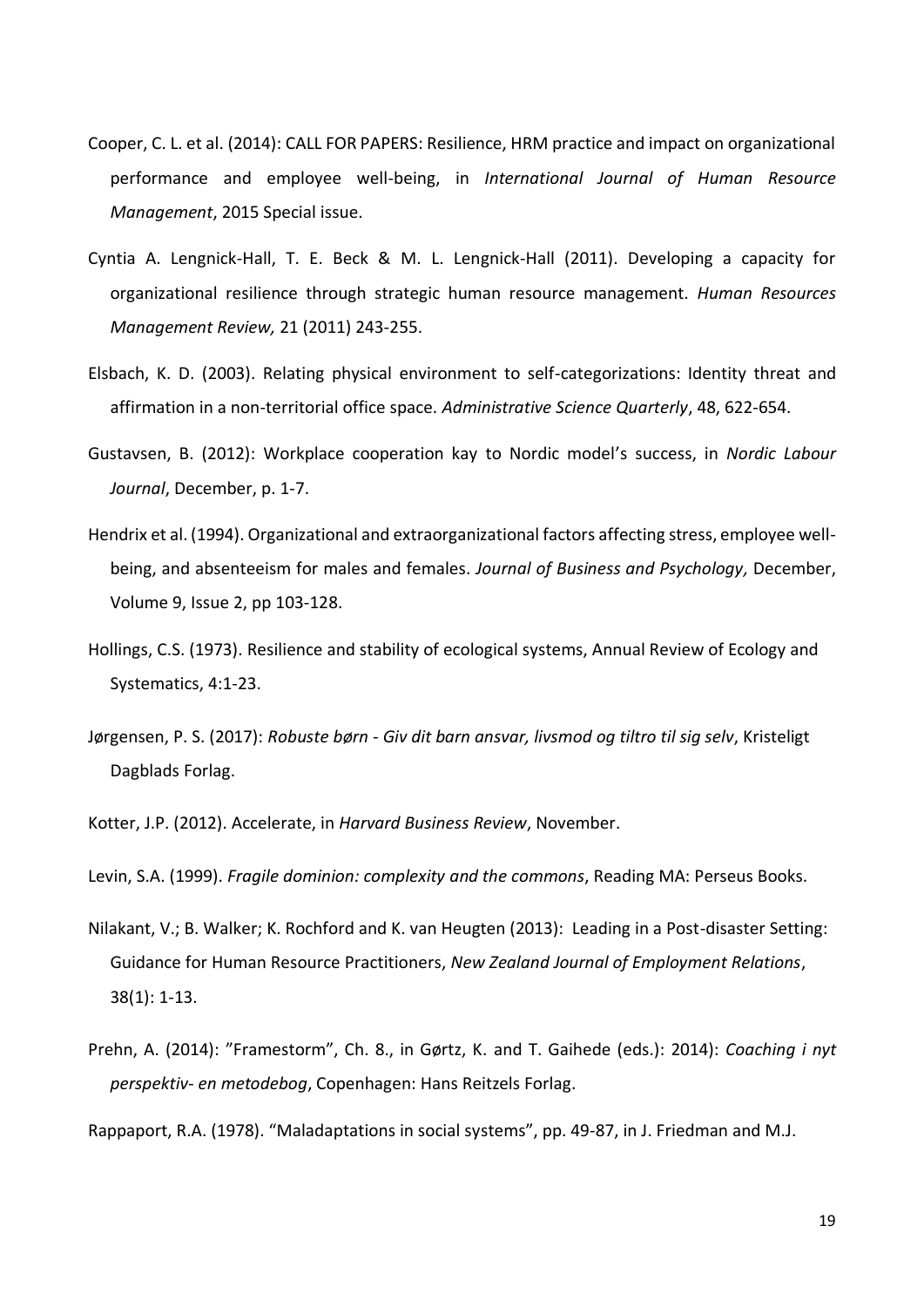Cooper, C. L. et al. (2014): CALL FOR PAPERS: Resilience, HRM practice and impact on organizational performance and employee well-being, in *International Journal of Human Resource Management*, 2015 Special issue.

Cyntia A. Lengnick-Hall, T. E. Beck & M. L. Lengnick-Hall (2011). Developing a capacity for organizational resilience through strategic human resource management. *Human Resources Management Review,* 21 (2011) 243-255.

Elsbach, K. D. (2003). Relating physical environment to self-categorizations: Identity threat and affirmation in a non-territorial office space. *Administrative Science Quarterly*, 48, 622-654.

Gustavsen, B. (2012): Workplace cooperation kay to Nordic model's success, in *Nordic Labour Journal*, December, p. 1-7.

Hendrix et al. (1994). Organizational and extraorganizational factors affecting stress, employee well-being, and absenteeism for males and females. *Journal of Business and Psychology,* December, Volume 9, Issue 2, pp 103-128.

Hollings, C.S. (1973). Resilience and stability of ecological systems, Annual Review of Ecology and Systematics, 4:1-23.

Jørgensen, P. S. (2017): *Robuste børn - Giv dit barn ansvar, livsmod og tiltro til sig selv*, Kristeligt Dagblads Forlag.

Kotter, J.P. (2012). Accelerate, in *Harvard Business Review*, November.

Levin, S.A. (1999). *Fragile dominion: complexity and the commons*, Reading MA: Perseus Books.

Nilakant, V.; B. Walker; K. Rochford and K. van Heugten (2013): Leading in a Post-disaster Setting: Guidance for Human Resource Practitioners, *New Zealand Journal of Employment Relations*, 38(1): 1-13.

Prehn, A. (2014): "Framestorm", Ch. 8., in Gørtz, K. and T. Gaihede (eds.): 2014): *Coaching i nyt perspektiv- en metodebog*, Copenhagen: Hans Reitzels Forlag.

Rappaport, R.A. (1978). "Maladaptations in social systems", pp. 49-87, in J. Friedman and M.J.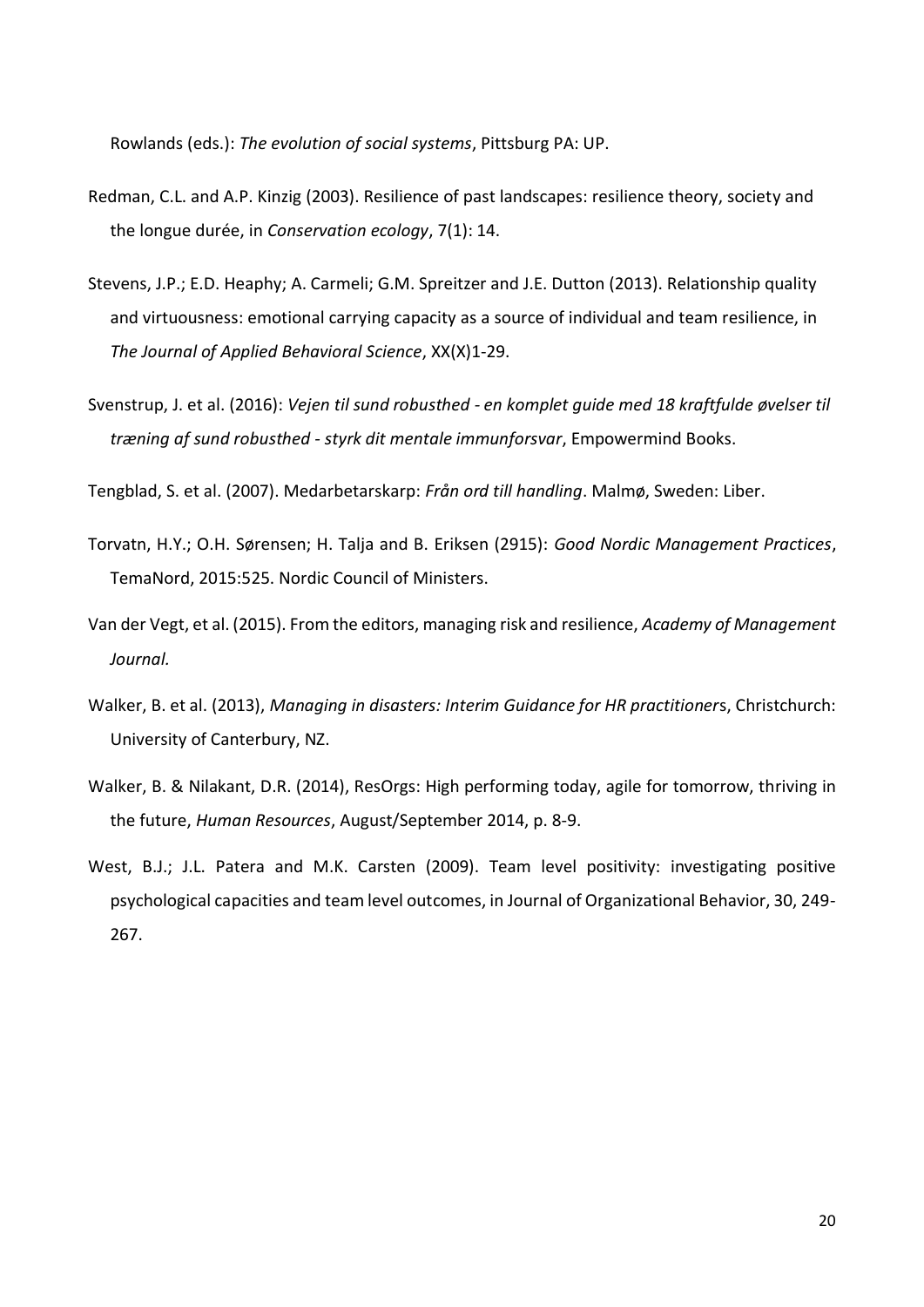Rowlands (eds.): *The evolution of social systems*, Pittsburg PA: UP.

Redman, C.L. and A.P. Kinzig (2003). Resilience of past landscapes: resilience theory, society and the longue durée, in *Conservation ecology*, 7(1): 14.

Stevens, J.P.; E.D. Heaphy; A. Carmeli; G.M. Spreitzer and J.E. Dutton (2013). Relationship quality and virtuousness: emotional carrying capacity as a source of individual and team resilience, in *The Journal of Applied Behavioral Science*, XX(X)1-29.

Svenstrup, J. et al. (2016): *Vejen til sund robusthed - en komplet guide med 18 kraftfulde øvelser til træning af sund robusthed - styrk dit mentale immunforsvar*, Empowermind Books.

Tengblad, S. et al. (2007). Medarbetarskarp: *Från ord till handling*. Malmø, Sweden: Liber.

Torvatn, H.Y.; O.H. Sørensen; H. Talja and B. Eriksen (2915): *Good Nordic Management Practices*, TemaNord, 2015:525. Nordic Council of Ministers.

Van der Vegt, et al. (2015). From the editors, managing risk and resilience, *Academy of Management Journal.*

Walker, B. et al. (2013), *Managing in disasters: Interim Guidance for HR practitioner*s, Christchurch: University of Canterbury, NZ.

Walker, B. & Nilakant, D.R. (2014), ResOrgs: High performing today, agile for tomorrow, thriving in the future, *Human Resources*, August/September 2014, p. 8-9.

West, B.J.; J.L. Patera and M.K. Carsten (2009). Team level positivity: investigating positive psychological capacities and team level outcomes, in Journal of Organizational Behavior, 30, 249-267.